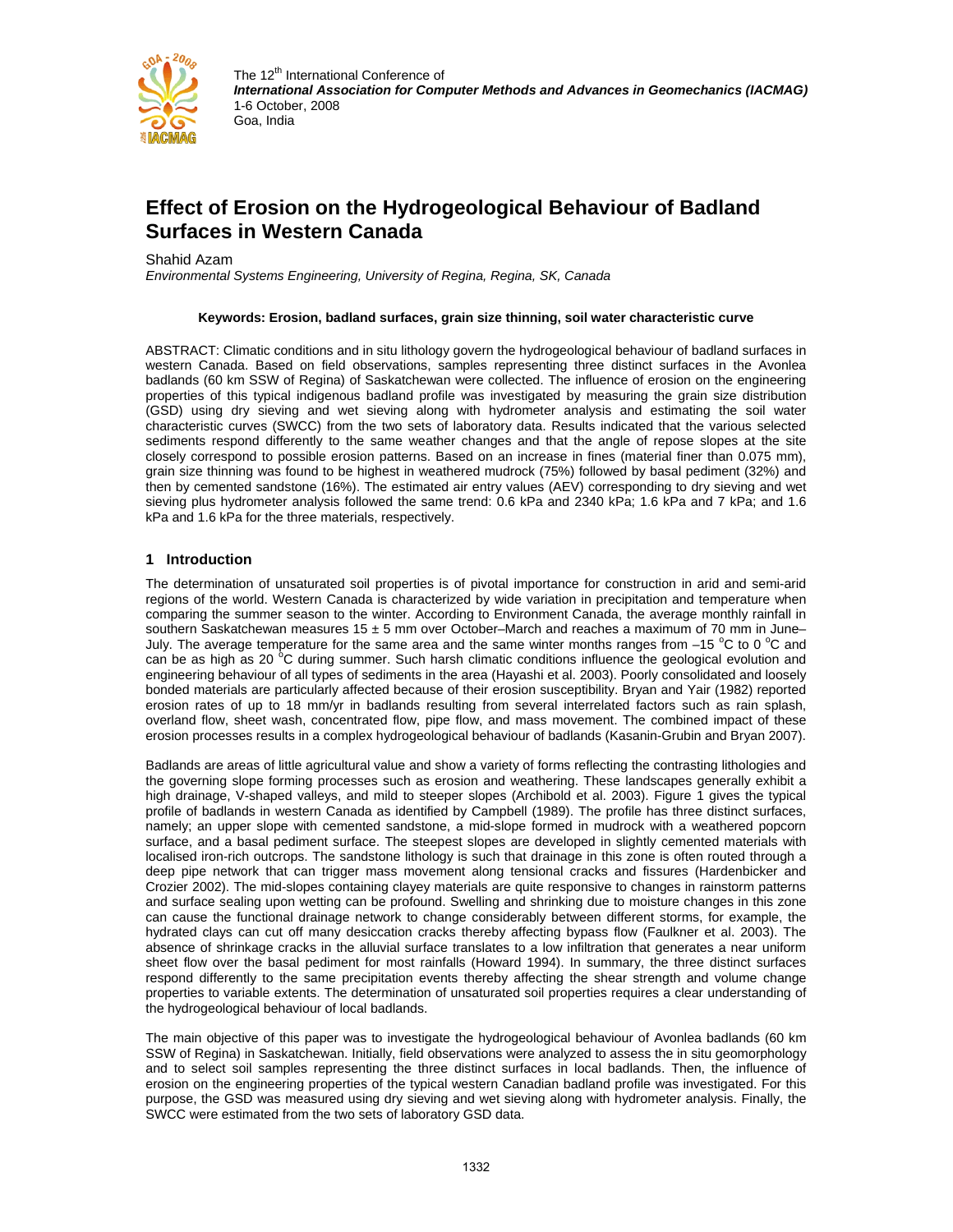The 12th International Conference of
***International Association for Computer Methods and Advances in Geomechanics (IACMAG)***
1-6 October, 2008
Goa, India

# Effect of Erosion on the Hydrogeological Behaviour of Badland Surfaces in Western Canada

Shahid Azam

*Environmental Systems Engineering, University of Regina, Regina, SK, Canada*

**Keywords: Erosion, badland surfaces, grain size thinning, soil water characteristic curve**

ABSTRACT: Climatic conditions and in situ lithology govern the hydrogeological behaviour of badland surfaces in western Canada. Based on field observations, samples representing three distinct surfaces in the Avonlea badlands (60 km SSW of Regina) of Saskatchewan were collected. The influence of erosion on the engineering properties of this typical indigenous badland profile was investigated by measuring the grain size distribution (GSD) using dry sieving and wet sieving along with hydrometer analysis and estimating the soil water characteristic curves (SWCC) from the two sets of laboratory data. Results indicated that the various selected sediments respond differently to the same weather changes and that the angle of repose slopes at the site closely correspond to possible erosion patterns. Based on an increase in fines (material finer than 0.075 mm), grain size thinning was found to be highest in weathered mudrock (75%) followed by basal pediment (32%) and then by cemented sandstone (16%). The estimated air entry values (AEV) corresponding to dry sieving and wet sieving plus hydrometer analysis followed the same trend: 0.6 kPa and 2340 kPa; 1.6 kPa and 7 kPa; and 1.6 kPa and 1.6 kPa for the three materials, respectively.

## 1 Introduction

The determination of unsaturated soil properties is of pivotal importance for construction in arid and semi-arid regions of the world. Western Canada is characterized by wide variation in precipitation and temperature when comparing the summer season to the winter. According to Environment Canada, the average monthly rainfall in southern Saskatchewan measures 15 ± 5 mm over October–March and reaches a maximum of 70 mm in June–July. The average temperature for the same area and the same winter months ranges from –15 °C to 0 °C and can be as high as 20 °C during summer. Such harsh climatic conditions influence the geological evolution and engineering behaviour of all types of sediments in the area (Hayashi et al. 2003). Poorly consolidated and loosely bonded materials are particularly affected because of their erosion susceptibility. Bryan and Yair (1982) reported erosion rates of up to 18 mm/yr in badlands resulting from several interrelated factors such as rain splash, overland flow, sheet wash, concentrated flow, pipe flow, and mass movement. The combined impact of these erosion processes results in a complex hydrogeological behaviour of badlands (Kasanin-Grubin and Bryan 2007).

Badlands are areas of little agricultural value and show a variety of forms reflecting the contrasting lithologies and the governing slope forming processes such as erosion and weathering. These landscapes generally exhibit a high drainage, V-shaped valleys, and mild to steeper slopes (Archibold et al. 2003). Figure 1 gives the typical profile of badlands in western Canada as identified by Campbell (1989). The profile has three distinct surfaces, namely; an upper slope with cemented sandstone, a mid-slope formed in mudrock with a weathered popcorn surface, and a basal pediment surface. The steepest slopes are developed in slightly cemented materials with localised iron-rich outcrops. The sandstone lithology is such that drainage in this zone is often routed through a deep pipe network that can trigger mass movement along tensional cracks and fissures (Hardenbicker and Crozier 2002). The mid-slopes containing clayey materials are quite responsive to changes in rainstorm patterns and surface sealing upon wetting can be profound. Swelling and shrinking due to moisture changes in this zone can cause the functional drainage network to change considerably between different storms, for example, the hydrated clays can cut off many desiccation cracks thereby affecting bypass flow (Faulkner et al. 2003). The absence of shrinkage cracks in the alluvial surface translates to a low infiltration that generates a near uniform sheet flow over the basal pediment for most rainfalls (Howard 1994). In summary, the three distinct surfaces respond differently to the same precipitation events thereby affecting the shear strength and volume change properties to variable extents. The determination of unsaturated soil properties requires a clear understanding of the hydrogeological behaviour of local badlands.

The main objective of this paper was to investigate the hydrogeological behaviour of Avonlea badlands (60 km SSW of Regina) in Saskatchewan. Initially, field observations were analyzed to assess the in situ geomorphology and to select soil samples representing the three distinct surfaces in local badlands. Then, the influence of erosion on the engineering properties of the typical western Canadian badland profile was investigated. For this purpose, the GSD was measured using dry sieving and wet sieving along with hydrometer analysis. Finally, the SWCC were estimated from the two sets of laboratory GSD data.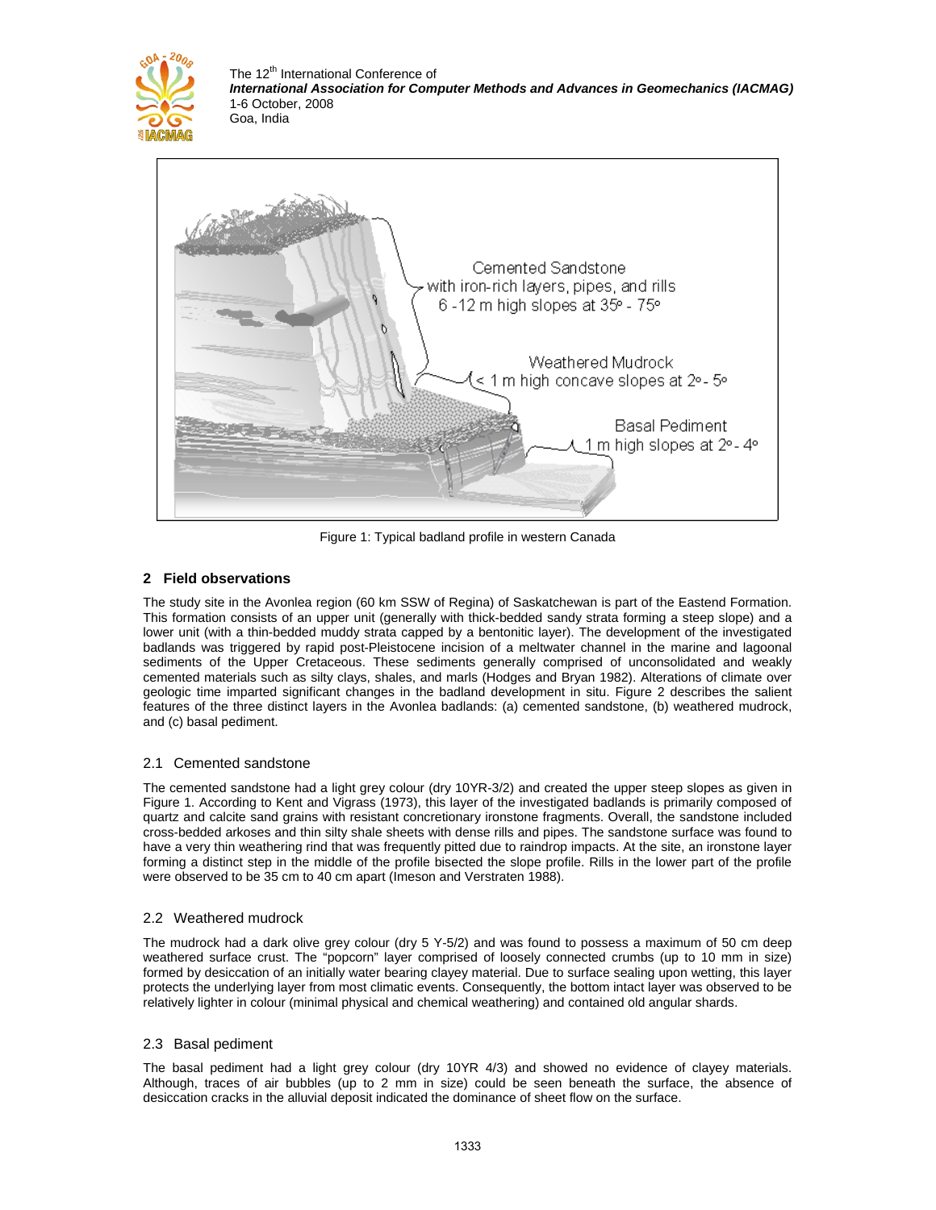Figure 1: Typical badland profile in western Canada

## 2 Field observations

The study site in the Avonlea region (60 km SSW of Regina) of Saskatchewan is part of the Eastend Formation. This formation consists of an upper unit (generally with thick-bedded sandy strata forming a steep slope) and a lower unit (with a thin-bedded muddy strata capped by a bentonitic layer). The development of the investigated badlands was triggered by rapid post-Pleistocene incision of a meltwater channel in the marine and lagoonal sediments of the Upper Cretaceous. These sediments generally comprised of unconsolidated and weakly cemented materials such as silty clays, shales, and marls (Hodges and Bryan 1982). Alterations of climate over geologic time imparted significant changes in the badland development in situ. Figure 2 describes the salient features of the three distinct layers in the Avonlea badlands: (a) cemented sandstone, (b) weathered mudrock, and (c) basal pediment.

### 2.1 Cemented sandstone

The cemented sandstone had a light grey colour (dry 10YR-3/2) and created the upper steep slopes as given in Figure 1. According to Kent and Vigrass (1973), this layer of the investigated badlands is primarily composed of quartz and calcite sand grains with resistant concretionary ironstone fragments. Overall, the sandstone included cross-bedded arkoses and thin silty shale sheets with dense rills and pipes. The sandstone surface was found to have a very thin weathering rind that was frequently pitted due to raindrop impacts. At the site, an ironstone layer forming a distinct step in the middle of the profile bisected the slope profile. Rills in the lower part of the profile were observed to be 35 cm to 40 cm apart (Imeson and Verstraten 1988).

### 2.2 Weathered mudrock

The mudrock had a dark olive grey colour (dry 5 Y-5/2) and was found to possess a maximum of 50 cm deep weathered surface crust. The "popcorn" layer comprised of loosely connected crumbs (up to 10 mm in size) formed by desiccation of an initially water bearing clayey material. Due to surface sealing upon wetting, this layer protects the underlying layer from most climatic events. Consequently, the bottom intact layer was observed to be relatively lighter in colour (minimal physical and chemical weathering) and contained old angular shards.

### 2.3 Basal pediment

The basal pediment had a light grey colour (dry 10YR 4/3) and showed no evidence of clayey materials. Although, traces of air bubbles (up to 2 mm in size) could be seen beneath the surface, the absence of desiccation cracks in the alluvial deposit indicated the dominance of sheet flow on the surface.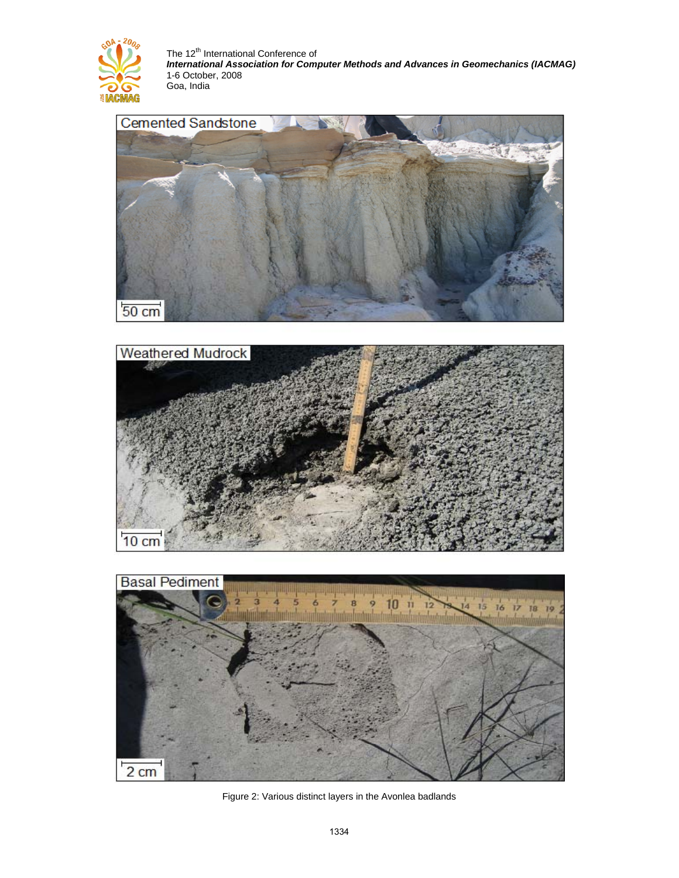Figure 2: Various distinct layers in the Avonlea badlands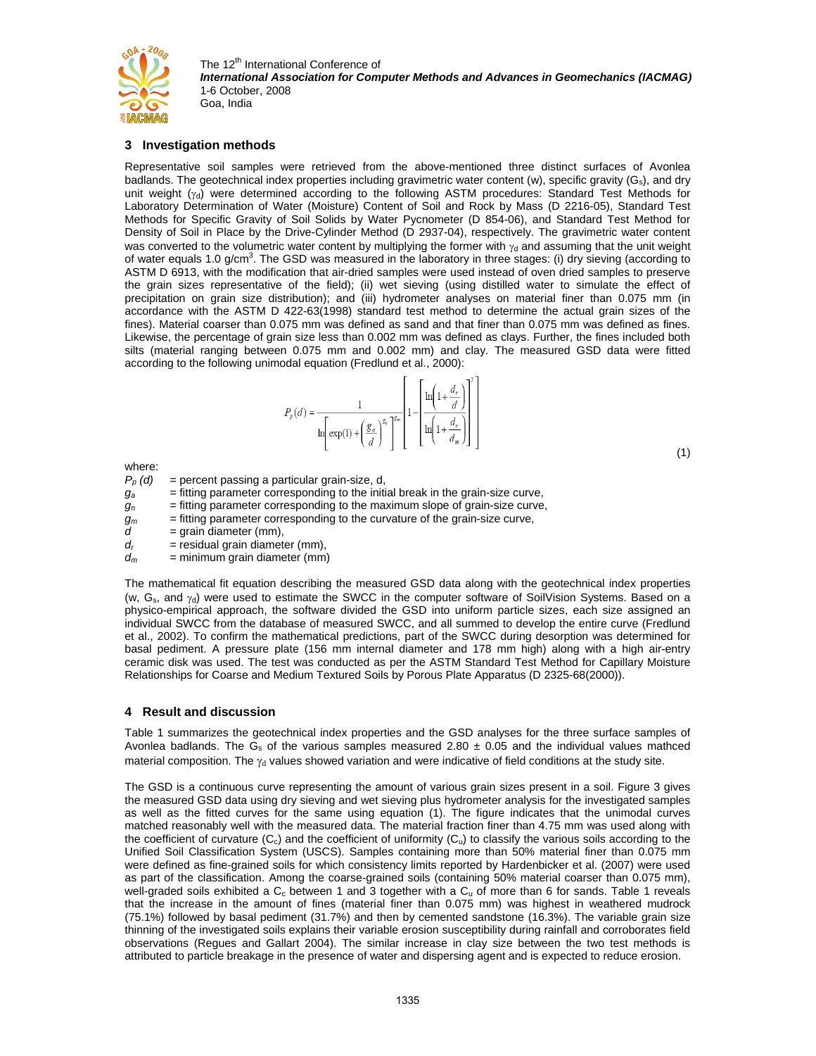## 3 Investigation methods

Representative soil samples were retrieved from the above-mentioned three distinct surfaces of Avonlea badlands. The geotechnical index properties including gravimetric water content (w), specific gravity ($G_s$), and dry unit weight ($\gamma_d$) were determined according to the following ASTM procedures: Standard Test Methods for Laboratory Determination of Water (Moisture) Content of Soil and Rock by Mass (D 2216-05), Standard Test Methods for Specific Gravity of Soil Solids by Water Pycnometer (D 854-06), and Standard Test Method for Density of Soil in Place by the Drive-Cylinder Method (D 2937-04), respectively. The gravimetric water content was converted to the volumetric water content by multiplying the former with $\gamma_d$ and assuming that the unit weight of water equals 1.0 g/cm$^3$. The GSD was measured in the laboratory in three stages: (i) dry sieving (according to ASTM D 6913, with the modification that air-dried samples were used instead of oven dried samples to preserve the grain sizes representative of the field); (ii) wet sieving (using distilled water to simulate the effect of precipitation on grain size distribution); and (iii) hydrometer analyses on material finer than 0.075 mm (in accordance with the ASTM D 422-63(1998) standard test method to determine the actual grain sizes of the fines). Material coarser than 0.075 mm was defined as sand and that finer than 0.075 mm was defined as fines. Likewise, the percentage of grain size less than 0.002 mm was defined as clays. Further, the fines included both silts (material ranging between 0.075 mm and 0.002 mm) and clay. The measured GSD data were fitted according to the following unimodal equation (Fredlund et al., 2000):

$$P_p(d) = \frac{1}{\ln\left[\exp(1) + \left(\frac{g_a}{d}\right)^{g_n}\right]^{g_m}} \left[1 - \left[\frac{\ln\left(1 + \frac{d_r}{d}\right)}{\ln\left(1 + \frac{d_r}{d_m}\right)}\right]^{7}\right] \tag{1}$$

where:

$P_p(d)$ = percent passing a particular grain-size, d,
$g_a$ = fitting parameter corresponding to the initial break in the grain-size curve,
$g_n$ = fitting parameter corresponding to the maximum slope of grain-size curve,
$g_m$ = fitting parameter corresponding to the curvature of the grain-size curve,
$d$ = grain diameter (mm),
$d_r$ = residual grain diameter (mm),
$d_m$ = minimum grain diameter (mm)

The mathematical fit equation describing the measured GSD data along with the geotechnical index properties (w, $G_s$, and $\gamma_d$) were used to estimate the SWCC in the computer software of SoilVision Systems. Based on a physico-empirical approach, the software divided the GSD into uniform particle sizes, each size assigned an individual SWCC from the database of measured SWCC, and all summed to develop the entire curve (Fredlund et al., 2002). To confirm the mathematical predictions, part of the SWCC during desorption was determined for basal pediment. A pressure plate (156 mm internal diameter and 178 mm high) along with a high air-entry ceramic disk was used. The test was conducted as per the ASTM Standard Test Method for Capillary Moisture Relationships for Coarse and Medium Textured Soils by Porous Plate Apparatus (D 2325-68(2000)).

## 4 Result and discussion

Table 1 summarizes the geotechnical index properties and the GSD analyses for the three surface samples of Avonlea badlands. The $G_s$ of the various samples measured 2.80 ± 0.05 and the individual values mathced material composition. The $\gamma_d$ values showed variation and were indicative of field conditions at the study site.

The GSD is a continuous curve representing the amount of various grain sizes present in a soil. Figure 3 gives the measured GSD data using dry sieving and wet sieving plus hydrometer analysis for the investigated samples as well as the fitted curves for the same using equation (1). The figure indicates that the unimodal curves matched reasonably well with the measured data. The material fraction finer than 4.75 mm was used along with the coefficient of curvature ($C_c$) and the coefficient of uniformity ($C_u$) to classify the various soils according to the Unified Soil Classification System (USCS). Samples containing more than 50% material finer than 0.075 mm were defined as fine-grained soils for which consistency limits reported by Hardenbicker et al. (2007) were used as part of the classification. Among the coarse-grained soils (containing 50% material coarser than 0.075 mm), well-graded soils exhibited a $C_c$ between 1 and 3 together with a $C_u$ of more than 6 for sands. Table 1 reveals that the increase in the amount of fines (material finer than 0.075 mm) was highest in weathered mudrock (75.1%) followed by basal pediment (31.7%) and then by cemented sandstone (16.3%). The variable grain size thinning of the investigated soils explains their variable erosion susceptibility during rainfall and corroborates field observations (Regues and Gallart 2004). The similar increase in clay size between the two test methods is attributed to particle breakage in the presence of water and dispersing agent and is expected to reduce erosion.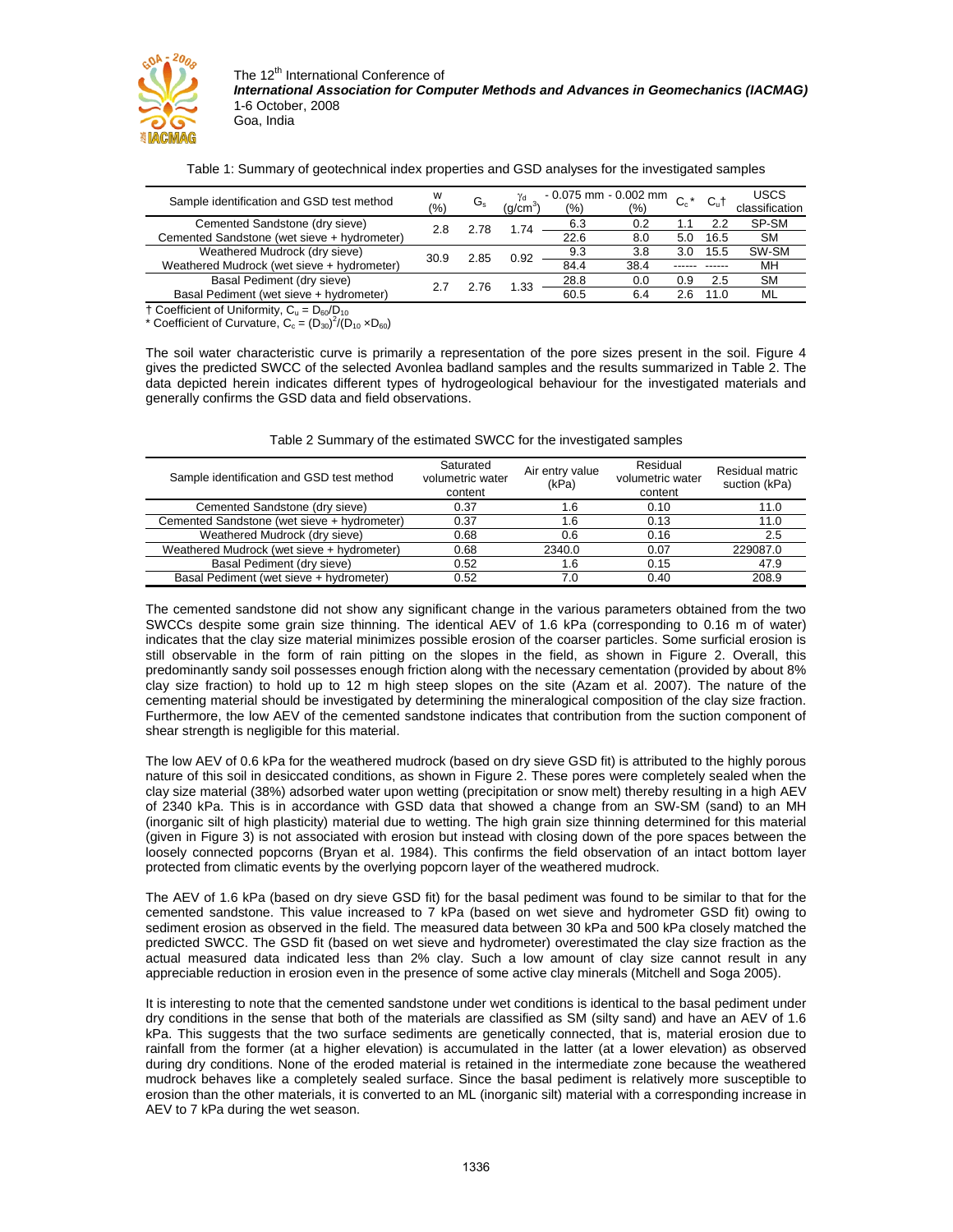Table 1: Summary of geotechnical index properties and GSD analyses for the investigated samples

| Sample identification and GSD test method | w (%) | $G_s$ | $\gamma_d$ (g/cm$^3$) | - 0.075 mm (%) | - 0.002 mm (%) | $C_c$* | $C_u$† | USCS classification |
|---|---|---|---|---|---|---|---|---|
| Cemented Sandstone (dry sieve) | 2.8 | 2.78 | 1.74 | 6.3 | 0.2 | 1.1 | 2.2 | SP-SM |
| Cemented Sandstone (wet sieve + hydrometer) | | | | 22.6 | 8.0 | 5.0 | 16.5 | SM |
| Weathered Mudrock (dry sieve) | 30.9 | 2.85 | 0.92 | 9.3 | 3.8 | 3.0 | 15.5 | SW-SM |
| Weathered Mudrock (wet sieve + hydrometer) | | | | 84.4 | 38.4 | ------ | ------ | MH |
| Basal Pediment (dry sieve) | 2.7 | 2.76 | 1.33 | 28.8 | 0.0 | 0.9 | 2.5 | SM |
| Basal Pediment (wet sieve + hydrometer) | | | | 60.5 | 6.4 | 2.6 | 11.0 | ML |

† Coefficient of Uniformity, $C_u = D_{60}/D_{10}$

\* Coefficient of Curvature, $C_c = (D_{30})^2/(D_{10} \times D_{60})$

The soil water characteristic curve is primarily a representation of the pore sizes present in the soil. Figure 4 gives the predicted SWCC of the selected Avonlea badland samples and the results summarized in Table 2. The data depicted herein indicates different types of hydrogeological behaviour for the investigated materials and generally confirms the GSD data and field observations.

Table 2 Summary of the estimated SWCC for the investigated samples

| Sample identification and GSD test method | Saturated volumetric water content | Air entry value (kPa) | Residual volumetric water content | Residual matric suction (kPa) |
|---|---|---|---|---|
| Cemented Sandstone (dry sieve) | 0.37 | 1.6 | 0.10 | 11.0 |
| Cemented Sandstone (wet sieve + hydrometer) | 0.37 | 1.6 | 0.13 | 11.0 |
| Weathered Mudrock (dry sieve) | 0.68 | 0.6 | 0.16 | 2.5 |
| Weathered Mudrock (wet sieve + hydrometer) | 0.68 | 2340.0 | 0.07 | 229087.0 |
| Basal Pediment (dry sieve) | 0.52 | 1.6 | 0.15 | 47.9 |
| Basal Pediment (wet sieve + hydrometer) | 0.52 | 7.0 | 0.40 | 208.9 |

The cemented sandstone did not show any significant change in the various parameters obtained from the two SWCCs despite some grain size thinning. The identical AEV of 1.6 kPa (corresponding to 0.16 m of water) indicates that the clay size material minimizes possible erosion of the coarser particles. Some surficial erosion is still observable in the form of rain pitting on the slopes in the field, as shown in Figure 2. Overall, this predominantly sandy soil possesses enough friction along with the necessary cementation (provided by about 8% clay size fraction) to hold up to 12 m high steep slopes on the site (Azam et al. 2007). The nature of the cementing material should be investigated by determining the mineralogical composition of the clay size fraction. Furthermore, the low AEV of the cemented sandstone indicates that contribution from the suction component of shear strength is negligible for this material.

The low AEV of 0.6 kPa for the weathered mudrock (based on dry sieve GSD fit) is attributed to the highly porous nature of this soil in desiccated conditions, as shown in Figure 2. These pores were completely sealed when the clay size material (38%) adsorbed water upon wetting (precipitation or snow melt) thereby resulting in a high AEV of 2340 kPa. This is in accordance with GSD data that showed a change from an SW-SM (sand) to an MH (inorganic silt of high plasticity) material due to wetting. The high grain size thinning determined for this material (given in Figure 3) is not associated with erosion but instead with closing down of the pore spaces between the loosely connected popcorns (Bryan et al. 1984). This confirms the field observation of an intact bottom layer protected from climatic events by the overlying popcorn layer of the weathered mudrock.

The AEV of 1.6 kPa (based on dry sieve GSD fit) for the basal pediment was found to be similar to that for the cemented sandstone. This value increased to 7 kPa (based on wet sieve and hydrometer GSD fit) owing to sediment erosion as observed in the field. The measured data between 30 kPa and 500 kPa closely matched the predicted SWCC. The GSD fit (based on wet sieve and hydrometer) overestimated the clay size fraction as the actual measured data indicated less than 2% clay. Such a low amount of clay size cannot result in any appreciable reduction in erosion even in the presence of some active clay minerals (Mitchell and Soga 2005).

It is interesting to note that the cemented sandstone under wet conditions is identical to the basal pediment under dry conditions in the sense that both of the materials are classified as SM (silty sand) and have an AEV of 1.6 kPa. This suggests that the two surface sediments are genetically connected, that is, material erosion due to rainfall from the former (at a higher elevation) is accumulated in the latter (at a lower elevation) as observed during dry conditions. None of the eroded material is retained in the intermediate zone because the weathered mudrock behaves like a completely sealed surface. Since the basal pediment is relatively more susceptible to erosion than the other materials, it is converted to an ML (inorganic silt) material with a corresponding increase in AEV to 7 kPa during the wet season.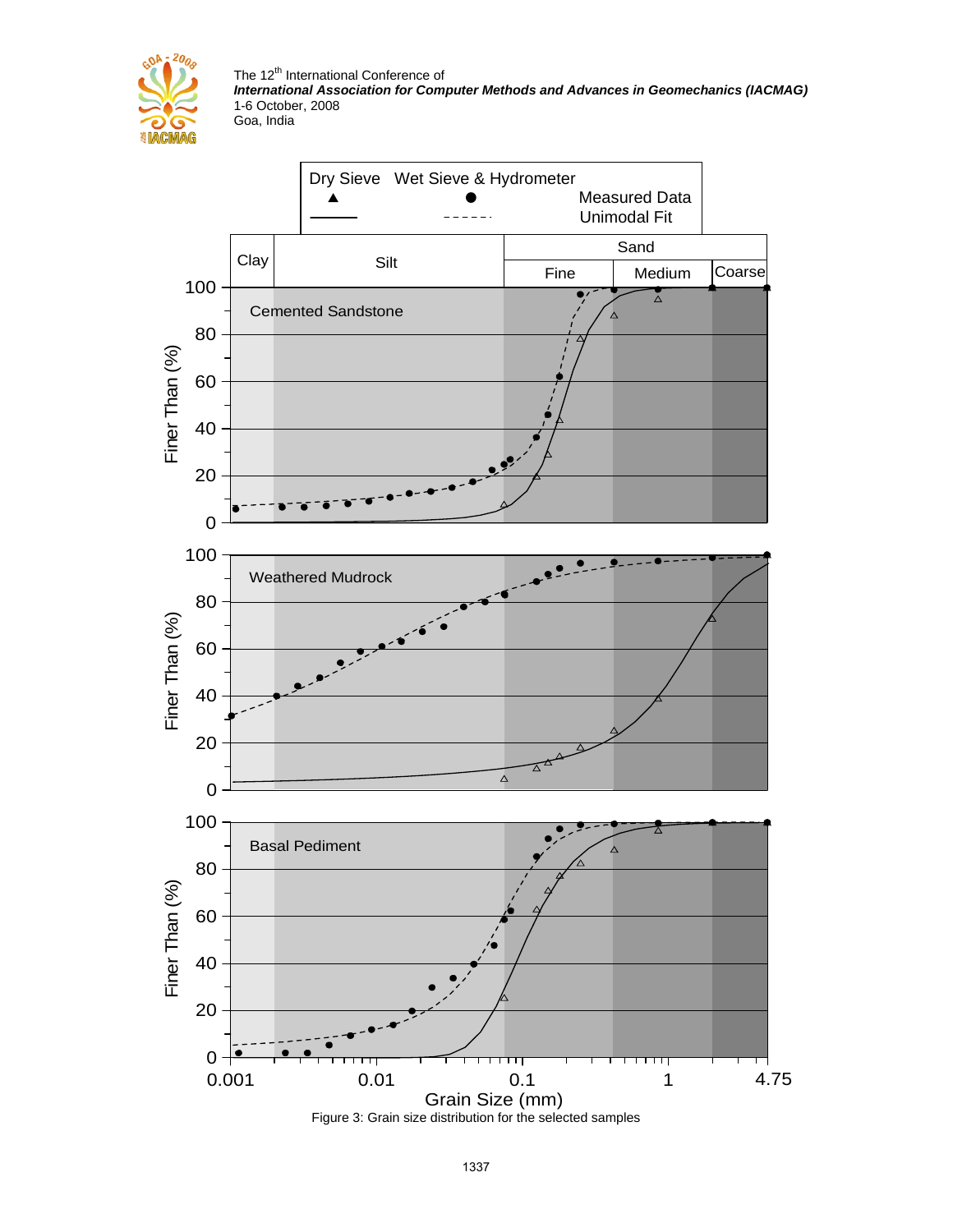Figure 3: Grain size distribution for the selected samples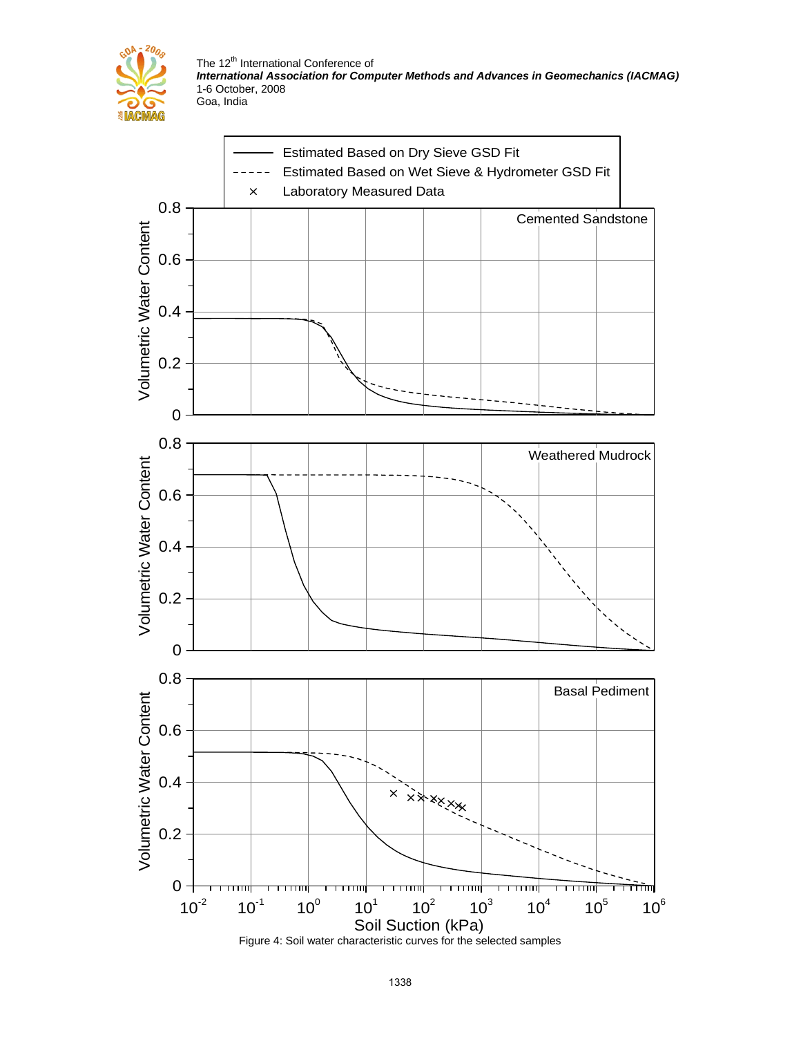Figure 4: Soil water characteristic curves for the selected samples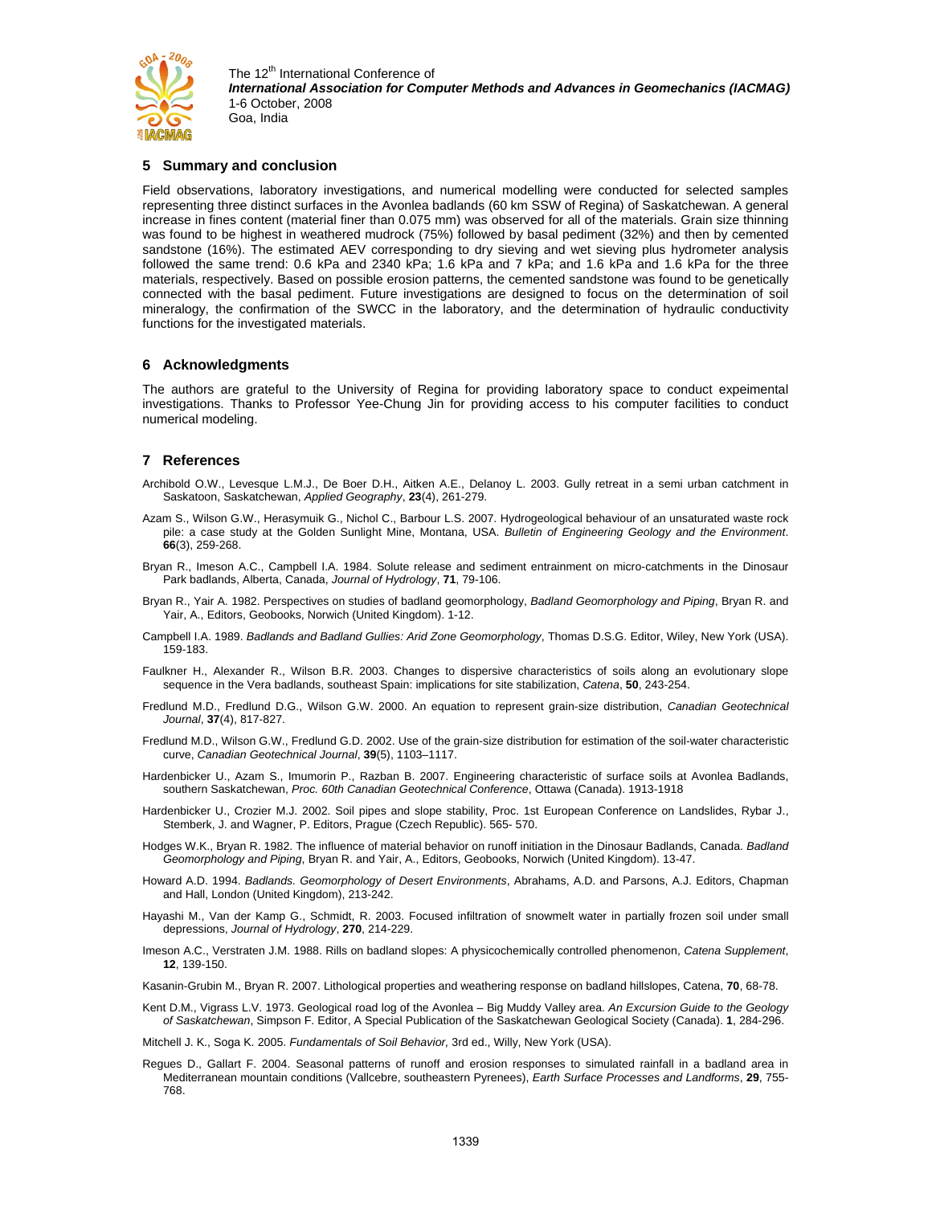## 5 Summary and conclusion

Field observations, laboratory investigations, and numerical modelling were conducted for selected samples representing three distinct surfaces in the Avonlea badlands (60 km SSW of Regina) of Saskatchewan. A general increase in fines content (material finer than 0.075 mm) was observed for all of the materials. Grain size thinning was found to be highest in weathered mudrock (75%) followed by basal pediment (32%) and then by cemented sandstone (16%). The estimated AEV corresponding to dry sieving and wet sieving plus hydrometer analysis followed the same trend: 0.6 kPa and 2340 kPa; 1.6 kPa and 7 kPa; and 1.6 kPa and 1.6 kPa for the three materials, respectively. Based on possible erosion patterns, the cemented sandstone was found to be genetically connected with the basal pediment. Future investigations are designed to focus on the determination of soil mineralogy, the confirmation of the SWCC in the laboratory, and the determination of hydraulic conductivity functions for the investigated materials.

## 6 Acknowledgments

The authors are grateful to the University of Regina for providing laboratory space to conduct expeimental investigations. Thanks to Professor Yee-Chung Jin for providing access to his computer facilities to conduct numerical modeling.

## 7 References

Archibold O.W., Levesque L.M.J., De Boer D.H., Aitken A.E., Delanoy L. 2003. Gully retreat in a semi urban catchment in Saskatoon, Saskatchewan, *Applied Geography*, **23**(4), 261-279.

Azam S., Wilson G.W., Herasymuik G., Nichol C., Barbour L.S. 2007. Hydrogeological behaviour of an unsaturated waste rock pile: a case study at the Golden Sunlight Mine, Montana, USA. *Bulletin of Engineering Geology and the Environment*. **66**(3), 259-268.

Bryan R., Imeson A.C., Campbell I.A. 1984. Solute release and sediment entrainment on micro-catchments in the Dinosaur Park badlands, Alberta, Canada, *Journal of Hydrology*, **71**, 79-106.

Bryan R., Yair A. 1982. Perspectives on studies of badland geomorphology, *Badland Geomorphology and Piping*, Bryan R. and Yair, A., Editors, Geobooks, Norwich (United Kingdom). 1-12.

Campbell I.A. 1989. *Badlands and Badland Gullies: Arid Zone Geomorphology*, Thomas D.S.G. Editor, Wiley, New York (USA). 159-183.

Faulkner H., Alexander R., Wilson B.R. 2003. Changes to dispersive characteristics of soils along an evolutionary slope sequence in the Vera badlands, southeast Spain: implications for site stabilization, *Catena*, **50**, 243-254.

Fredlund M.D., Fredlund D.G., Wilson G.W. 2000. An equation to represent grain-size distribution, *Canadian Geotechnical Journal*, **37**(4), 817-827.

Fredlund M.D., Wilson G.W., Fredlund G.D. 2002. Use of the grain-size distribution for estimation of the soil-water characteristic curve, *Canadian Geotechnical Journal*, **39**(5), 1103–1117.

Hardenbicker U., Azam S., Imumorin P., Razban B. 2007. Engineering characteristic of surface soils at Avonlea Badlands, southern Saskatchewan, *Proc. 60th Canadian Geotechnical Conference*, Ottawa (Canada). 1913-1918

Hardenbicker U., Crozier M.J. 2002. Soil pipes and slope stability, Proc. 1st European Conference on Landslides, Rybar J., Stemberk, J. and Wagner, P. Editors, Prague (Czech Republic). 565- 570.

Hodges W.K., Bryan R. 1982. The influence of material behavior on runoff initiation in the Dinosaur Badlands, Canada. *Badland Geomorphology and Piping*, Bryan R. and Yair, A., Editors, Geobooks, Norwich (United Kingdom). 13-47.

Howard A.D. 1994. *Badlands. Geomorphology of Desert Environments*, Abrahams, A.D. and Parsons, A.J. Editors, Chapman and Hall, London (United Kingdom), 213-242.

Hayashi M., Van der Kamp G., Schmidt, R. 2003. Focused infiltration of snowmelt water in partially frozen soil under small depressions, *Journal of Hydrology*, **270**, 214-229.

Imeson A.C., Verstraten J.M. 1988. Rills on badland slopes: A physicochemically controlled phenomenon, *Catena Supplement*, **12**, 139-150.

Kasanin-Grubin M., Bryan R. 2007. Lithological properties and weathering response on badland hillslopes, Catena, **70**, 68-78.

Kent D.M., Vigrass L.V. 1973. Geological road log of the Avonlea – Big Muddy Valley area. *An Excursion Guide to the Geology of Saskatchewan*, Simpson F. Editor, A Special Publication of the Saskatchewan Geological Society (Canada). **1**, 284-296.

Mitchell J. K., Soga K. 2005. *Fundamentals of Soil Behavior*, 3rd ed., Willy, New York (USA).

Regues D., Gallart F. 2004. Seasonal patterns of runoff and erosion responses to simulated rainfall in a badland area in Mediterranean mountain conditions (Vallcebre, southeastern Pyrenees), *Earth Surface Processes and Landforms*, **29**, 755-768.